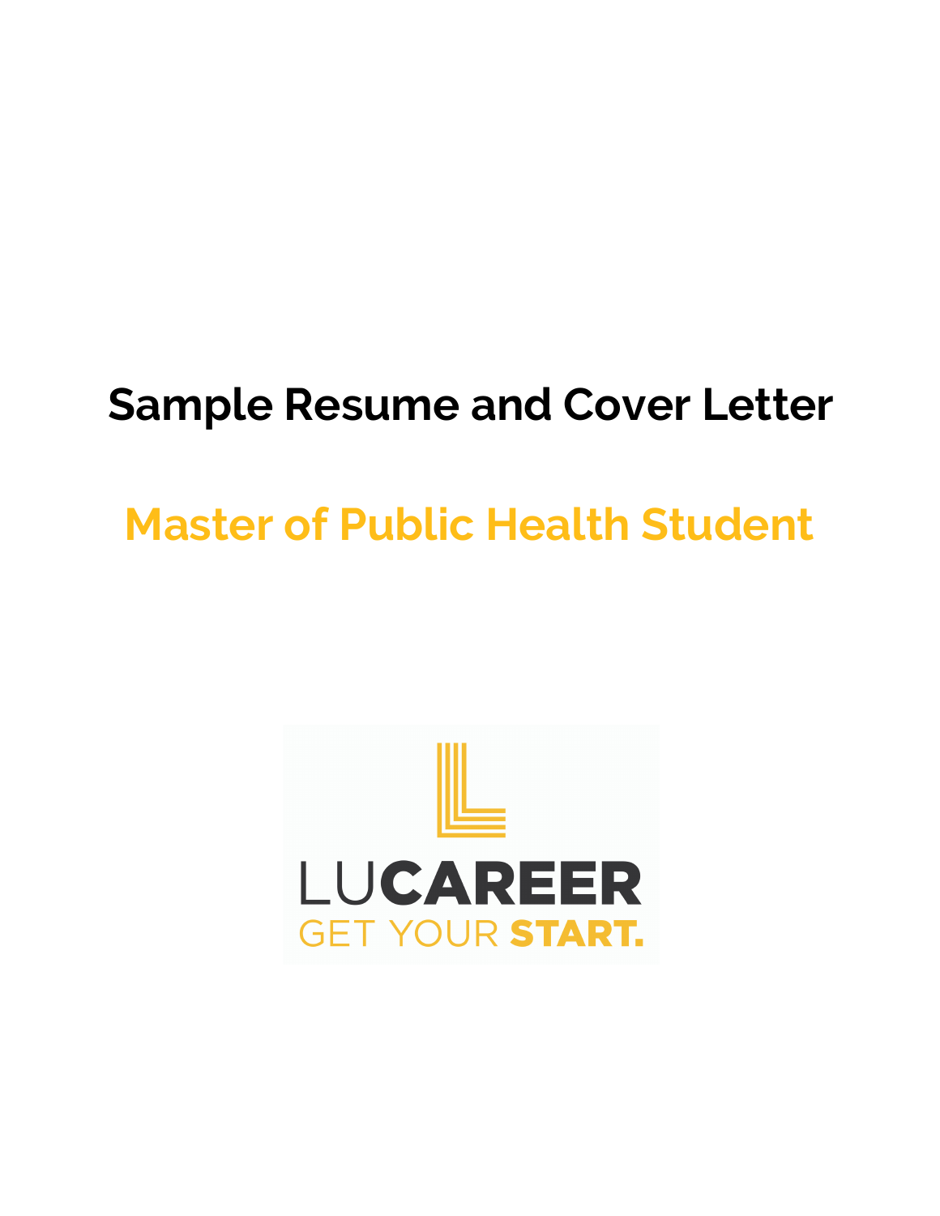# Sample Resume and Cover Letter

## Master of Public Health Student

LUCAREER
GET YOUR START.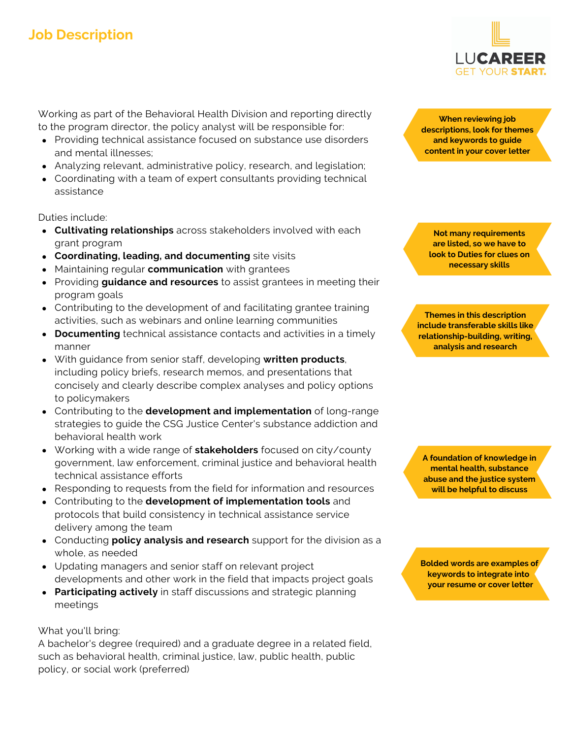## Job Description

LUCAREER
GET YOUR **START.**

Working as part of the Behavioral Health Division and reporting directly to the program director, the policy analyst will be responsible for:

- Providing technical assistance focused on substance use disorders and mental illnesses;
- Analyzing relevant, administrative policy, research, and legislation;
- Coordinating with a team of expert consultants providing technical assistance

**When reviewing job descriptions, look for themes and keywords to guide content in your cover letter**

Duties include:

- **Cultivating relationships** across stakeholders involved with each grant program
- **Coordinating, leading, and documenting** site visits
- Maintaining regular **communication** with grantees
- Providing **guidance and resources** to assist grantees in meeting their program goals
- Contributing to the development of and facilitating grantee training activities, such as webinars and online learning communities
- **Documenting** technical assistance contacts and activities in a timely manner
- With guidance from senior staff, developing **written products**, including policy briefs, research memos, and presentations that concisely and clearly describe complex analyses and policy options to policymakers
- Contributing to the **development and implementation** of long-range strategies to guide the CSG Justice Center's substance addiction and behavioral health work
- Working with a wide range of **stakeholders** focused on city/county government, law enforcement, criminal justice and behavioral health technical assistance efforts
- Responding to requests from the field for information and resources
- Contributing to the **development of implementation tools** and protocols that build consistency in technical assistance service delivery among the team
- Conducting **policy analysis and research** support for the division as a whole, as needed
- Updating managers and senior staff on relevant project developments and other work in the field that impacts project goals
- **Participating actively** in staff discussions and strategic planning meetings

**Not many requirements are listed, so we have to look to Duties for clues on necessary skills**

**Themes in this description include transferable skills like relationship-building, writing, analysis and research**

**A foundation of knowledge in mental health, substance abuse and the justice system will be helpful to discuss**

**Bolded words are examples of keywords to integrate into your resume or cover letter**

What you'll bring:
A bachelor's degree (required) and a graduate degree in a related field, such as behavioral health, criminal justice, law, public health, public policy, or social work (preferred)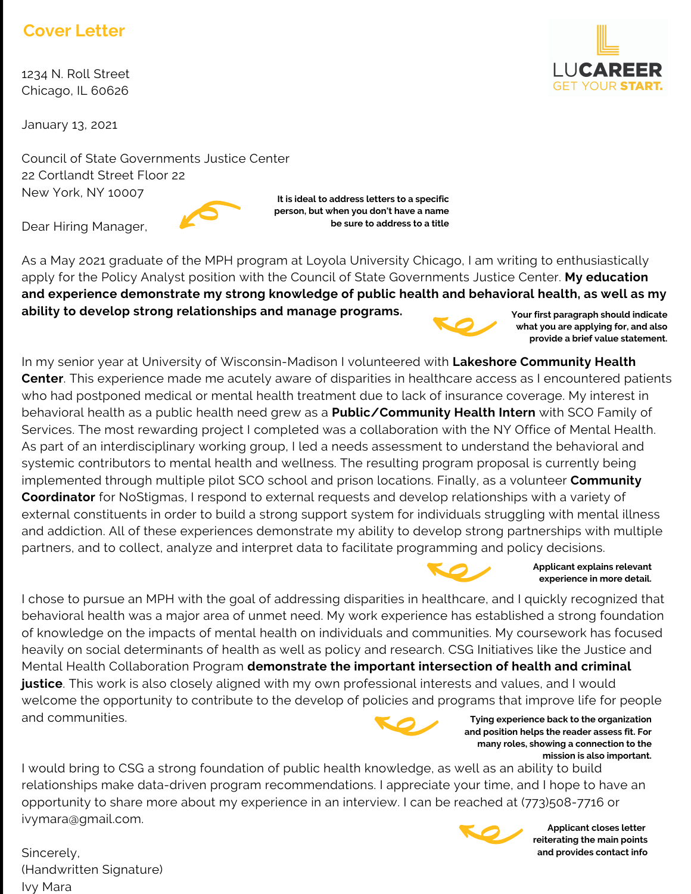# Cover Letter

LUCAREER
GET YOUR START.

1234 N. Roll Street
Chicago, IL 60626

January 13, 2021

Council of State Governments Justice Center
22 Cortlandt Street Floor 22
New York, NY 10007

Dear Hiring Manager,

**It is ideal to address letters to a specific person, but when you don't have a name be sure to address to a title**

As a May 2021 graduate of the MPH program at Loyola University Chicago, I am writing to enthusiastically apply for the Policy Analyst position with the Council of State Governments Justice Center. **My education and experience demonstrate my strong knowledge of public health and behavioral health, as well as my ability to develop strong relationships and manage programs.**

**Your first paragraph should indicate what you are applying for, and also provide a brief value statement.**

In my senior year at University of Wisconsin-Madison I volunteered with **Lakeshore Community Health Center**. This experience made me acutely aware of disparities in healthcare access as I encountered patients who had postponed medical or mental health treatment due to lack of insurance coverage. My interest in behavioral health as a public health need grew as a **Public/Community Health Intern** with SCO Family of Services. The most rewarding project I completed was a collaboration with the NY Office of Mental Health. As part of an interdisciplinary working group, I led a needs assessment to understand the behavioral and systemic contributors to mental health and wellness. The resulting program proposal is currently being implemented through multiple pilot SCO school and prison locations. Finally, as a volunteer **Community Coordinator** for NoStigmas, I respond to external requests and develop relationships with a variety of external constituents in order to build a strong support system for individuals struggling with mental illness and addiction. All of these experiences demonstrate my ability to develop strong partnerships with multiple partners, and to collect, analyze and interpret data to facilitate programming and policy decisions.

**Applicant explains relevant experience in more detail.**

I chose to pursue an MPH with the goal of addressing disparities in healthcare, and I quickly recognized that behavioral health was a major area of unmet need. My work experience has established a strong foundation of knowledge on the impacts of mental health on individuals and communities. My coursework has focused heavily on social determinants of health as well as policy and research. CSG Initiatives like the Justice and Mental Health Collaboration Program **demonstrate the important intersection of health and criminal justice**. This work is also closely aligned with my own professional interests and values, and I would welcome the opportunity to contribute to the develop of policies and programs that improve life for people and communities.

**Tying experience back to the organization and position helps the reader assess fit. For many roles, showing a connection to the mission is also important.**

I would bring to CSG a strong foundation of public health knowledge, as well as an ability to build relationships make data-driven program recommendations. I appreciate your time, and I hope to have an opportunity to share more about my experience in an interview. I can be reached at (773)508-7716 or ivymara@gmail.com.

**Applicant closes letter reiterating the main points and provides contact info**

Sincerely,
(Handwritten Signature)
Ivy Mara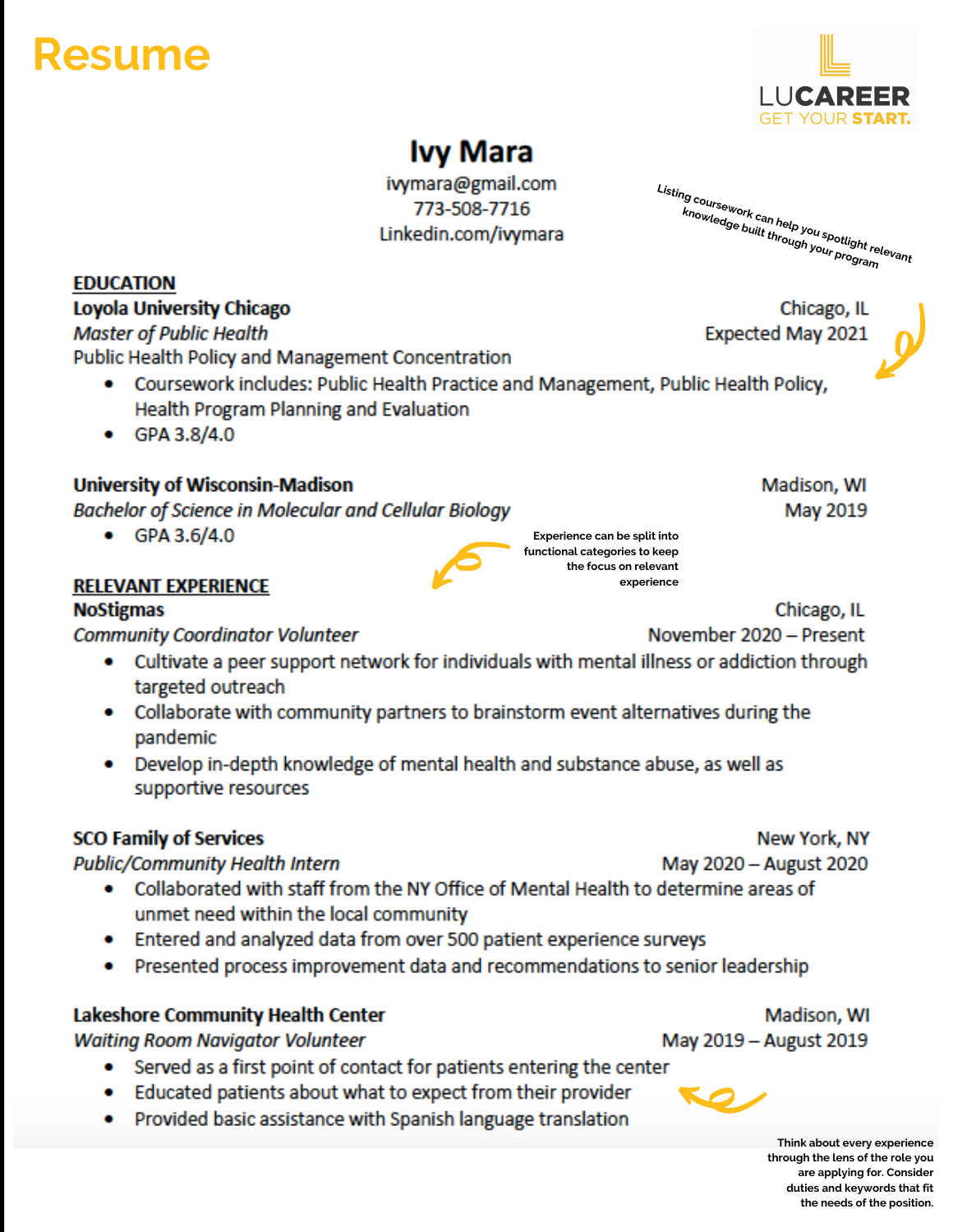# Resume

LUCAREER
GET YOUR START.

## Ivy Mara

ivymara@gmail.com
773-508-7716
Linkedin.com/ivymara

*Listing coursework can help you spotlight relevant knowledge built through your program*

### EDUCATION

**Loyola University Chicago** — Chicago, IL
*Master of Public Health* — Expected May 2021
Public Health Policy and Management Concentration

- Coursework includes: Public Health Practice and Management, Public Health Policy, Health Program Planning and Evaluation
- GPA 3.8/4.0

**University of Wisconsin-Madison** — Madison, WI
*Bachelor of Science in Molecular and Cellular Biology* — May 2019

- GPA 3.6/4.0

*Experience can be split into functional categories to keep the focus on relevant experience*

### RELEVANT EXPERIENCE

**NoStigmas** — Chicago, IL
*Community Coordinator Volunteer* — November 2020 – Present

- Cultivate a peer support network for individuals with mental illness or addiction through targeted outreach
- Collaborate with community partners to brainstorm event alternatives during the pandemic
- Develop in-depth knowledge of mental health and substance abuse, as well as supportive resources

**SCO Family of Services** — New York, NY
*Public/Community Health Intern* — May 2020 – August 2020

- Collaborated with staff from the NY Office of Mental Health to determine areas of unmet need within the local community
- Entered and analyzed data from over 500 patient experience surveys
- Presented process improvement data and recommendations to senior leadership

**Lakeshore Community Health Center** — Madison, WI
*Waiting Room Navigator Volunteer* — May 2019 – August 2019

- Served as a first point of contact for patients entering the center
- Educated patients about what to expect from their provider
- Provided basic assistance with Spanish language translation

*Think about every experience through the lens of the role you are applying for. Consider duties and keywords that fit the needs of the position.*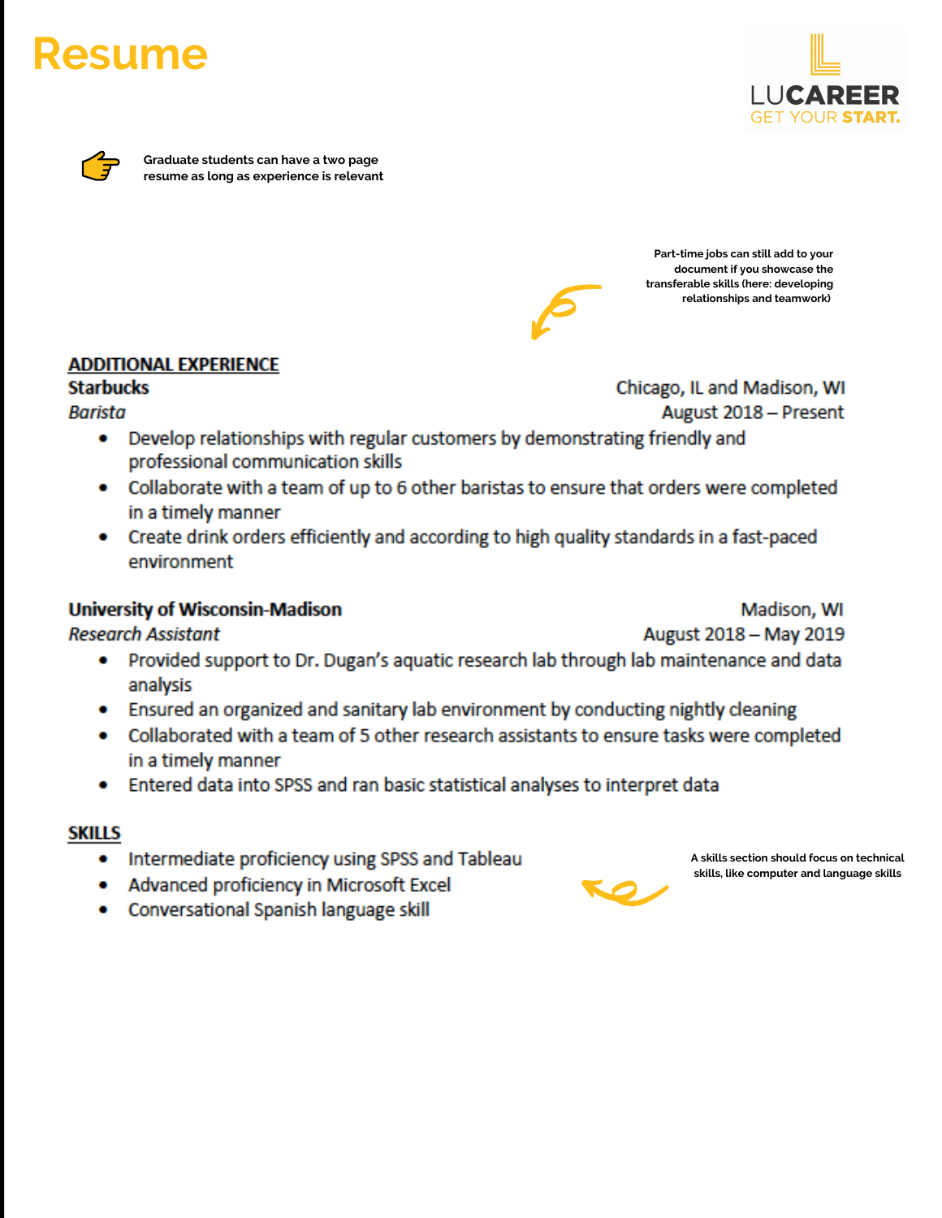# Resume

Graduate students can have a two page resume as long as experience is relevant

Part-time jobs can still add to your document if you showcase the transferable skills (here: developing relationships and teamwork)

**ADDITIONAL EXPERIENCE**

**Starbucks** Chicago, IL and Madison, WI

*Barista* August 2018 – Present

- Develop relationships with regular customers by demonstrating friendly and professional communication skills
- Collaborate with a team of up to 6 other baristas to ensure that orders were completed in a timely manner
- Create drink orders efficiently and according to high quality standards in a fast-paced environment

**University of Wisconsin-Madison** Madison, WI

*Research Assistant* August 2018 – May 2019

- Provided support to Dr. Dugan's aquatic research lab through lab maintenance and data analysis
- Ensured an organized and sanitary lab environment by conducting nightly cleaning
- Collaborated with a team of 5 other research assistants to ensure tasks were completed in a timely manner
- Entered data into SPSS and ran basic statistical analyses to interpret data

**SKILLS**

- Intermediate proficiency using SPSS and Tableau
- Advanced proficiency in Microsoft Excel
- Conversational Spanish language skill

A skills section should focus on technical skills, like computer and language skills